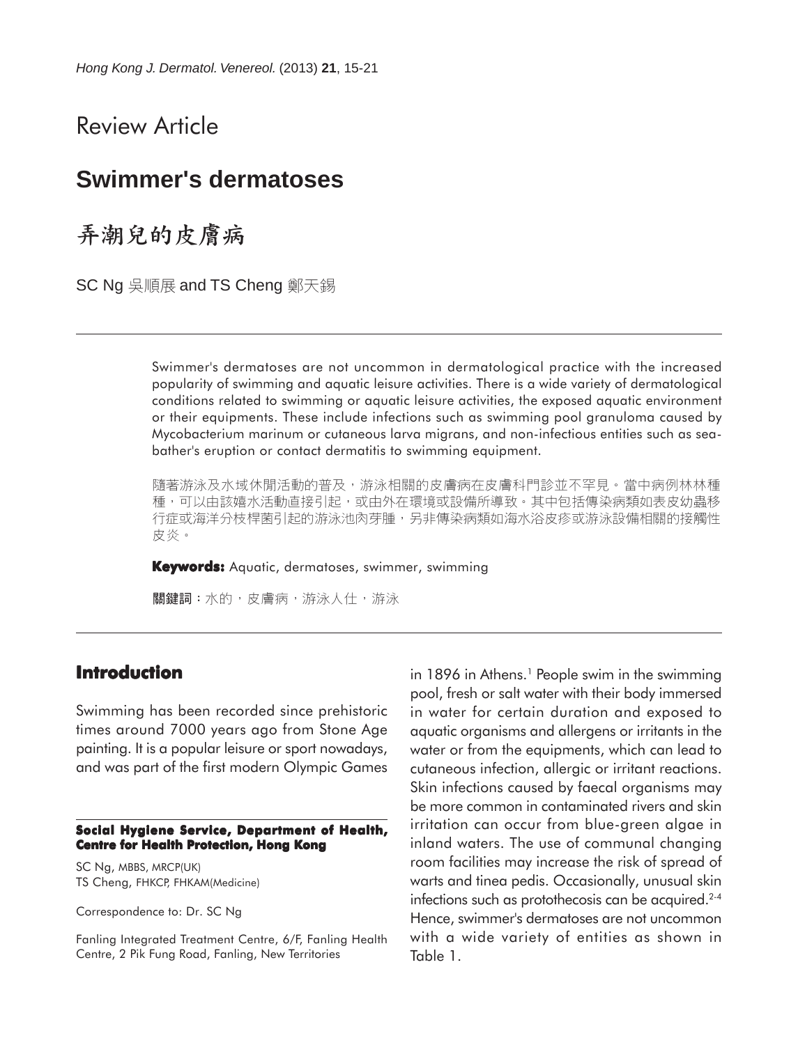Review Article

# Swimmer's dermatoses

# 弄潮兒的皮膚病

SC Ng 吳順展 and TS Cheng 鄭天錫

Swimmer's dermatoses are not uncommon in dermatological practice with the increased popularity of swimming and aquatic leisure activities. There is a wide variety of dermatological conditions related to swimming or aquatic leisure activities, the exposed aquatic environment or their equipments. These include infections such as swimming pool granuloma caused by Mycobacterium marinum or cutaneous larva migrans, and non-infectious entities such as seabather's eruption or contact dermatitis to swimming equipment.

隨著游泳及水域休閒活動的普及，游泳相關的皮膚病在皮膚科門診並不罕見。當中病例林林種種，可以由該嬉水活動直接引起，或由外在環境或設備所導致。其中包括傳染病類如表皮幼蟲移行症或海洋分枝桿菌引起的游泳池肉芽腫，另非傳染病類如海水浴皮疹或游泳設備相關的接觸性皮炎。

**Keywords:** Aquatic, dermatoses, swimmer, swimming

**關鍵詞**：水的，皮膚病，游泳人仕，游泳

## Introduction

Swimming has been recorded since prehistoric times around 7000 years ago from Stone Age painting. It is a popular leisure or sport nowadays, and was part of the first modern Olympic Games in 1896 in Athens.[1] People swim in the swimming pool, fresh or salt water with their body immersed in water for certain duration and exposed to aquatic organisms and allergens or irritants in the water or from the equipments, which can lead to cutaneous infection, allergic or irritant reactions. Skin infections caused by faecal organisms may be more common in contaminated rivers and skin irritation can occur from blue-green algae in inland waters. The use of communal changing room facilities may increase the risk of spread of warts and tinea pedis. Occasionally, unusual skin infections such as protothecosis can be acquired.[2-4] Hence, swimmer's dermatoses are not uncommon with a wide variety of entities as shown in Table 1.

**Social Hygiene Service, Department of Health, Centre for Health Protection, Hong Kong**

SC Ng, MBBS, MRCP(UK)
TS Cheng, FHKCP, FHKAM(Medicine)

Correspondence to: Dr. SC Ng

Fanling Integrated Treatment Centre, 6/F, Fanling Health Centre, 2 Pik Fung Road, Fanling, New Territories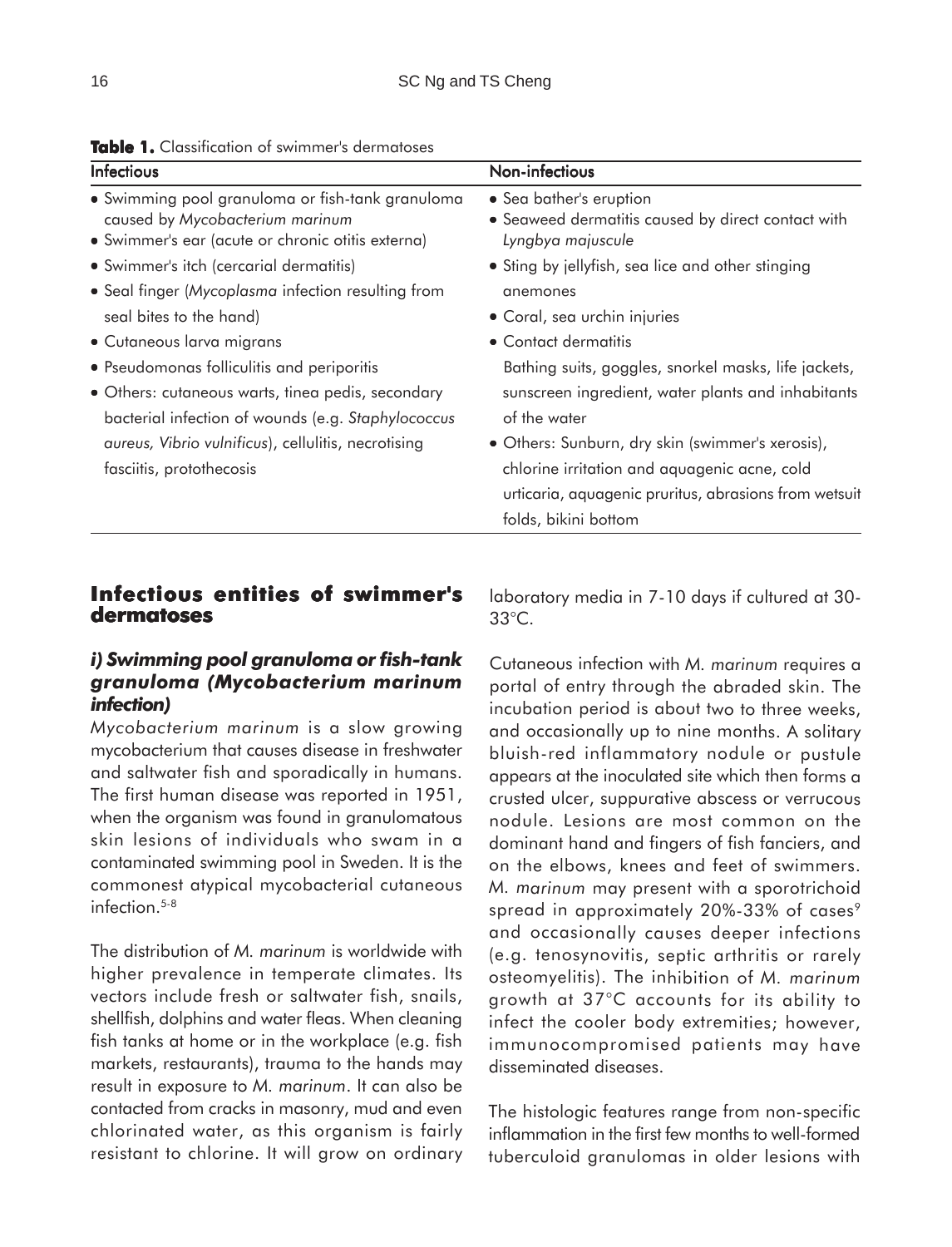**Table 1.** Classification of swimmer's dermatoses

| Infectious | Non-infectious |
|---|---|
| • Swimming pool granuloma or fish-tank granuloma caused by *Mycobacterium marinum* | • Sea bather's eruption |
| • Swimmer's ear (acute or chronic otitis externa) | • Seaweed dermatitis caused by direct contact with *Lyngbya majuscule* |
| • Swimmer's itch (cercarial dermatitis) | • Sting by jellyfish, sea lice and other stinging anemones |
| • Seal finger (*Mycoplasma* infection resulting from seal bites to the hand) | • Coral, sea urchin injuries |
| • Cutaneous larva migrans | • Contact dermatitis<br>Bathing suits, goggles, snorkel masks, life jackets, sunscreen ingredient, water plants and inhabitants of the water |
| • Pseudomonas folliculitis and periporitis | |
| • Others: cutaneous warts, tinea pedis, secondary bacterial infection of wounds (e.g. *Staphylococcus aureus, Vibrio vulnificus*), cellulitis, necrotising fasciitis, protothecosis | • Others: Sunburn, dry skin (swimmer's xerosis), chlorine irritation and aquagenic acne, cold urticaria, aquagenic pruritus, abrasions from wetsuit folds, bikini bottom |

## Infectious entities of swimmer's dermatoses

### *i) Swimming pool granuloma or fish-tank granuloma (Mycobacterium marinum infection)*

*Mycobacterium marinum* is a slow growing mycobacterium that causes disease in freshwater and saltwater fish and sporadically in humans. The first human disease was reported in 1951, when the organism was found in granulomatous skin lesions of individuals who swam in a contaminated swimming pool in Sweden. It is the commonest atypical mycobacterial cutaneous infection.[5-8]

The distribution of *M. marinum* is worldwide with higher prevalence in temperate climates. Its vectors include fresh or saltwater fish, snails, shellfish, dolphins and water fleas. When cleaning fish tanks at home or in the workplace (e.g. fish markets, restaurants), trauma to the hands may result in exposure to *M. marinum*. It can also be contacted from cracks in masonry, mud and even chlorinated water, as this organism is fairly resistant to chlorine. It will grow on ordinary laboratory media in 7-10 days if cultured at 30-33°C.

Cutaneous infection with *M. marinum* requires a portal of entry through the abraded skin. The incubation period is about two to three weeks, and occasionally up to nine months. A solitary bluish-red inflammatory nodule or pustule appears at the inoculated site which then forms a crusted ulcer, suppurative abscess or verrucous nodule. Lesions are most common on the dominant hand and fingers of fish fanciers, and on the elbows, knees and feet of swimmers. *M. marinum* may present with a sporotrichoid spread in approximately 20%-33% of cases[9] and occasionally causes deeper infections (e.g. tenosynovitis, septic arthritis or rarely osteomyelitis). The inhibition of *M. marinum* growth at 37°C accounts for its ability to infect the cooler body extremities; however, immunocompromised patients may have disseminated diseases.

The histologic features range from non-specific inflammation in the first few months to well-formed tuberculoid granulomas in older lesions with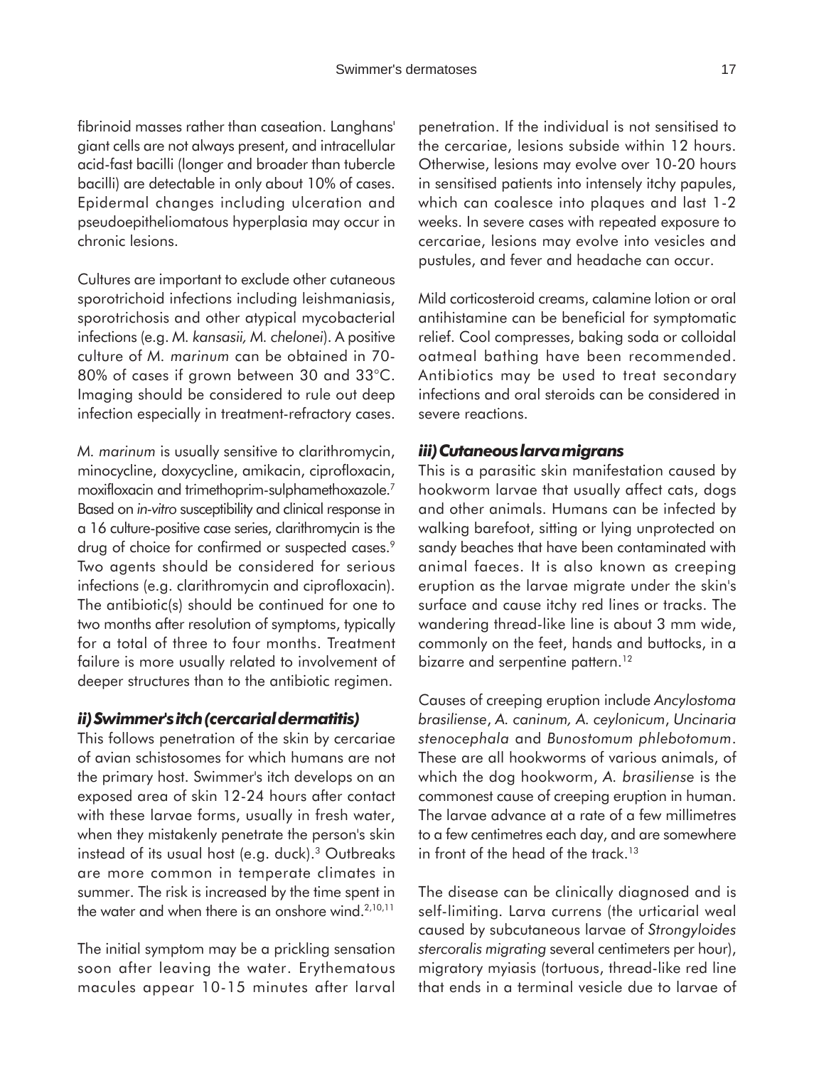fibrinoid masses rather than caseation. Langhans' giant cells are not always present, and intracellular acid-fast bacilli (longer and broader than tubercle bacilli) are detectable in only about 10% of cases. Epidermal changes including ulceration and pseudoepitheliomatous hyperplasia may occur in chronic lesions.

Cultures are important to exclude other cutaneous sporotrichoid infections including leishmaniasis, sporotrichosis and other atypical mycobacterial infections (e.g. *M. kansasii, M. chelonei*). A positive culture of *M. marinum* can be obtained in 70-80% of cases if grown between 30 and 33°C. Imaging should be considered to rule out deep infection especially in treatment-refractory cases.

*M. marinum* is usually sensitive to clarithromycin, minocycline, doxycycline, amikacin, ciprofloxacin, moxifloxacin and trimethoprim-sulphamethoxazole.[7] Based on *in-vitro* susceptibility and clinical response in a 16 culture-positive case series, clarithromycin is the drug of choice for confirmed or suspected cases.[9] Two agents should be considered for serious infections (e.g. clarithromycin and ciprofloxacin). The antibiotic(s) should be continued for one to two months after resolution of symptoms, typically for a total of three to four months. Treatment failure is more usually related to involvement of deeper structures than to the antibiotic regimen.

### *ii) Swimmer's itch (cercarial dermatitis)*

This follows penetration of the skin by cercariae of avian schistosomes for which humans are not the primary host. Swimmer's itch develops on an exposed area of skin 12-24 hours after contact with these larvae forms, usually in fresh water, when they mistakenly penetrate the person's skin instead of its usual host (e.g. duck).[3] Outbreaks are more common in temperate climates in summer. The risk is increased by the time spent in the water and when there is an onshore wind.[2,10,11]

The initial symptom may be a prickling sensation soon after leaving the water. Erythematous macules appear 10-15 minutes after larval penetration. If the individual is not sensitised to the cercariae, lesions subside within 12 hours. Otherwise, lesions may evolve over 10-20 hours in sensitised patients into intensely itchy papules, which can coalesce into plaques and last 1-2 weeks. In severe cases with repeated exposure to cercariae, lesions may evolve into vesicles and pustules, and fever and headache can occur.

Mild corticosteroid creams, calamine lotion or oral antihistamine can be beneficial for symptomatic relief. Cool compresses, baking soda or colloidal oatmeal bathing have been recommended. Antibiotics may be used to treat secondary infections and oral steroids can be considered in severe reactions.

### *iii) Cutaneous larva migrans*

This is a parasitic skin manifestation caused by hookworm larvae that usually affect cats, dogs and other animals. Humans can be infected by walking barefoot, sitting or lying unprotected on sandy beaches that have been contaminated with animal faeces. It is also known as creeping eruption as the larvae migrate under the skin's surface and cause itchy red lines or tracks. The wandering thread-like line is about 3 mm wide, commonly on the feet, hands and buttocks, in a bizarre and serpentine pattern.[12]

Causes of creeping eruption include *Ancylostoma brasiliense*, *A. caninum, A. ceylonicum*, *Uncinaria stenocephala* and *Bunostomum phlebotomum*. These are all hookworms of various animals, of which the dog hookworm, *A. brasiliense* is the commonest cause of creeping eruption in human. The larvae advance at a rate of a few millimetres to a few centimetres each day, and are somewhere in front of the head of the track.[13]

The disease can be clinically diagnosed and is self-limiting. Larva currens (the urticarial weal caused by subcutaneous larvae of *Strongyloides stercoralis migrating* several centimeters per hour), migratory myiasis (tortuous, thread-like red line that ends in a terminal vesicle due to larvae of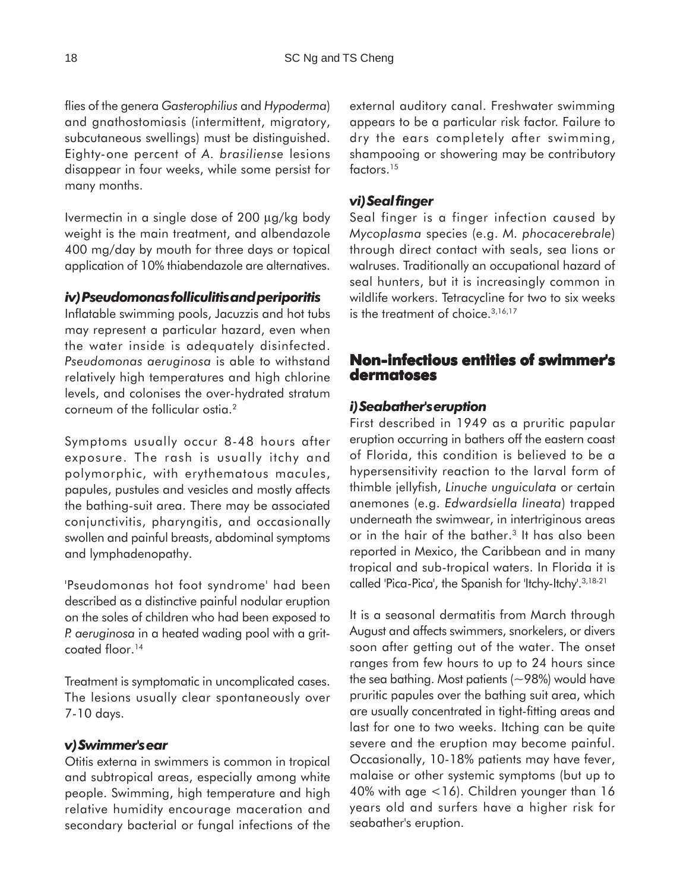flies of the genera *Gasterophilius* and *Hypoderma*) and gnathostomiasis (intermittent, migratory, subcutaneous swellings) must be distinguished. Eighty-one percent of *A. brasiliense* lesions disappear in four weeks, while some persist for many months.

Ivermectin in a single dose of 200 µg/kg body weight is the main treatment, and albendazole 400 mg/day by mouth for three days or topical application of 10% thiabendazole are alternatives.

### *iv) Pseudomonas folliculitis and periporitis*

Inflatable swimming pools, Jacuzzis and hot tubs may represent a particular hazard, even when the water inside is adequately disinfected. *Pseudomonas aeruginosa* is able to withstand relatively high temperatures and high chlorine levels, and colonises the over-hydrated stratum corneum of the follicular ostia.[2]

Symptoms usually occur 8-48 hours after exposure. The rash is usually itchy and polymorphic, with erythematous macules, papules, pustules and vesicles and mostly affects the bathing-suit area. There may be associated conjunctivitis, pharyngitis, and occasionally swollen and painful breasts, abdominal symptoms and lymphadenopathy.

'Pseudomonas hot foot syndrome' had been described as a distinctive painful nodular eruption on the soles of children who had been exposed to *P. aeruginosa* in a heated wading pool with a grit-coated floor.[14]

Treatment is symptomatic in uncomplicated cases. The lesions usually clear spontaneously over 7-10 days.

### *v) Swimmer's ear*

Otitis externa in swimmers is common in tropical and subtropical areas, especially among white people. Swimming, high temperature and high relative humidity encourage maceration and secondary bacterial or fungal infections of the external auditory canal. Freshwater swimming appears to be a particular risk factor. Failure to dry the ears completely after swimming, shampooing or showering may be contributory factors.[15]

### *vi) Seal finger*

Seal finger is a finger infection caused by *Mycoplasma* species (e.g. *M. phocacerebrale*) through direct contact with seals, sea lions or walruses. Traditionally an occupational hazard of seal hunters, but it is increasingly common in wildlife workers. Tetracycline for two to six weeks is the treatment of choice.[3,16,17]

## Non-infectious entities of swimmer's dermatoses

### *i) Seabather's eruption*

First described in 1949 as a pruritic papular eruption occurring in bathers off the eastern coast of Florida, this condition is believed to be a hypersensitivity reaction to the larval form of thimble jellyfish, *Linuche unguiculata* or certain anemones (e.g. *Edwardsiella lineata*) trapped underneath the swimwear, in intertriginous areas or in the hair of the bather.[3] It has also been reported in Mexico, the Caribbean and in many tropical and sub-tropical waters. In Florida it is called 'Pica-Pica', the Spanish for 'Itchy-Itchy'.[3,18-21]

It is a seasonal dermatitis from March through August and affects swimmers, snorkelers, or divers soon after getting out of the water. The onset ranges from few hours to up to 24 hours since the sea bathing. Most patients (~98%) would have pruritic papules over the bathing suit area, which are usually concentrated in tight-fitting areas and last for one to two weeks. Itching can be quite severe and the eruption may become painful. Occasionally, 10-18% patients may have fever, malaise or other systemic symptoms (but up to 40% with age <16). Children younger than 16 years old and surfers have a higher risk for seabather's eruption.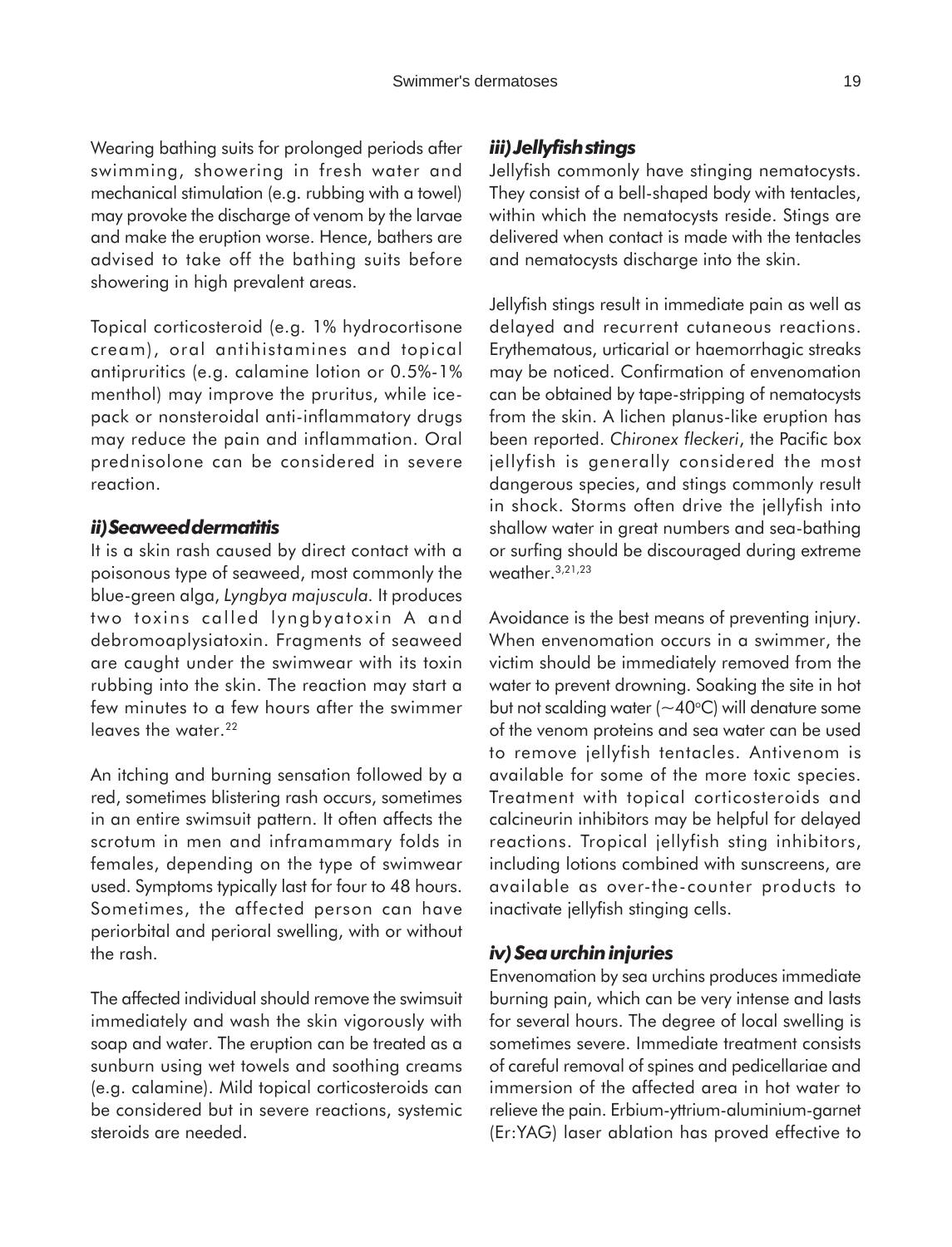Wearing bathing suits for prolonged periods after swimming, showering in fresh water and mechanical stimulation (e.g. rubbing with a towel) may provoke the discharge of venom by the larvae and make the eruption worse. Hence, bathers are advised to take off the bathing suits before showering in high prevalent areas.

Topical corticosteroid (e.g. 1% hydrocortisone cream), oral antihistamines and topical antipruritics (e.g. calamine lotion or 0.5%-1% menthol) may improve the pruritus, while ice-pack or nonsteroidal anti-inflammatory drugs may reduce the pain and inflammation. Oral prednisolone can be considered in severe reaction.

### *ii) Seaweed dermatitis*

It is a skin rash caused by direct contact with a poisonous type of seaweed, most commonly the blue-green alga, *Lyngbya majuscula*. It produces two toxins called lyngbyatoxin A and debromoaplysiatoxin. Fragments of seaweed are caught under the swimwear with its toxin rubbing into the skin. The reaction may start a few minutes to a few hours after the swimmer leaves the water.[22]

An itching and burning sensation followed by a red, sometimes blistering rash occurs, sometimes in an entire swimsuit pattern. It often affects the scrotum in men and inframammary folds in females, depending on the type of swimwear used. Symptoms typically last for four to 48 hours. Sometimes, the affected person can have periorbital and perioral swelling, with or without the rash.

The affected individual should remove the swimsuit immediately and wash the skin vigorously with soap and water. The eruption can be treated as a sunburn using wet towels and soothing creams (e.g. calamine). Mild topical corticosteroids can be considered but in severe reactions, systemic steroids are needed.

### *iii) Jellyfish stings*

Jellyfish commonly have stinging nematocysts. They consist of a bell-shaped body with tentacles, within which the nematocysts reside. Stings are delivered when contact is made with the tentacles and nematocysts discharge into the skin.

Jellyfish stings result in immediate pain as well as delayed and recurrent cutaneous reactions. Erythematous, urticarial or haemorrhagic streaks may be noticed. Confirmation of envenomation can be obtained by tape-stripping of nematocysts from the skin. A lichen planus-like eruption has been reported. *Chironex fleckeri*, the Pacific box jellyfish is generally considered the most dangerous species, and stings commonly result in shock. Storms often drive the jellyfish into shallow water in great numbers and sea-bathing or surfing should be discouraged during extreme weather.[3,21,23]

Avoidance is the best means of preventing injury. When envenomation occurs in a swimmer, the victim should be immediately removed from the water to prevent drowning. Soaking the site in hot but not scalding water (~40°C) will denature some of the venom proteins and sea water can be used to remove jellyfish tentacles. Antivenom is available for some of the more toxic species. Treatment with topical corticosteroids and calcineurin inhibitors may be helpful for delayed reactions. Tropical jellyfish sting inhibitors, including lotions combined with sunscreens, are available as over-the-counter products to inactivate jellyfish stinging cells.

### *iv) Sea urchin injuries*

Envenomation by sea urchins produces immediate burning pain, which can be very intense and lasts for several hours. The degree of local swelling is sometimes severe. Immediate treatment consists of careful removal of spines and pedicellariae and immersion of the affected area in hot water to relieve the pain. Erbium-yttrium-aluminium-garnet (Er:YAG) laser ablation has proved effective to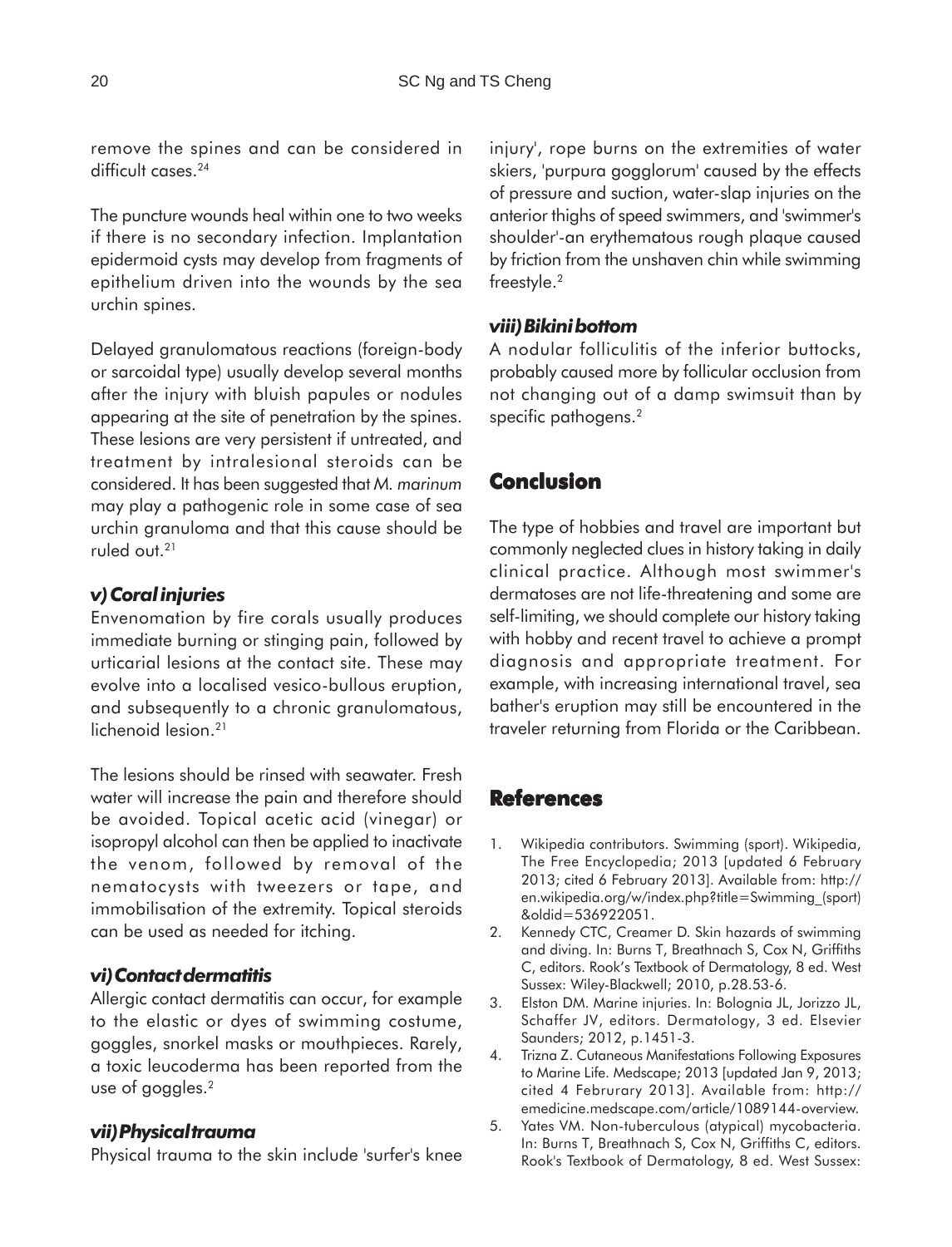remove the spines and can be considered in difficult cases.[24]

The puncture wounds heal within one to two weeks if there is no secondary infection. Implantation epidermoid cysts may develop from fragments of epithelium driven into the wounds by the sea urchin spines.

Delayed granulomatous reactions (foreign-body or sarcoidal type) usually develop several months after the injury with bluish papules or nodules appearing at the site of penetration by the spines. These lesions are very persistent if untreated, and treatment by intralesional steroids can be considered. It has been suggested that *M. marinum* may play a pathogenic role in some case of sea urchin granuloma and that this cause should be ruled out.[21]

### *v) Coral injuries*

Envenomation by fire corals usually produces immediate burning or stinging pain, followed by urticarial lesions at the contact site. These may evolve into a localised vesico-bullous eruption, and subsequently to a chronic granulomatous, lichenoid lesion.[21]

The lesions should be rinsed with seawater. Fresh water will increase the pain and therefore should be avoided. Topical acetic acid (vinegar) or isopropyl alcohol can then be applied to inactivate the venom, followed by removal of the nematocysts with tweezers or tape, and immobilisation of the extremity. Topical steroids can be used as needed for itching.

### *vi) Contact dermatitis*

Allergic contact dermatitis can occur, for example to the elastic or dyes of swimming costume, goggles, snorkel masks or mouthpieces. Rarely, a toxic leucoderma has been reported from the use of goggles.[2]

### *vii) Physical trauma*

Physical trauma to the skin include 'surfer's knee injury', rope burns on the extremities of water skiers, 'purpura gogglorum' caused by the effects of pressure and suction, water-slap injuries on the anterior thighs of speed swimmers, and 'swimmer's shoulder'-an erythematous rough plaque caused by friction from the unshaven chin while swimming freestyle.[2]

### *viii) Bikini bottom*

A nodular folliculitis of the inferior buttocks, probably caused more by follicular occlusion from not changing out of a damp swimsuit than by specific pathogens.[2]

## Conclusion

The type of hobbies and travel are important but commonly neglected clues in history taking in daily clinical practice. Although most swimmer's dermatoses are not life-threatening and some are self-limiting, we should complete our history taking with hobby and recent travel to achieve a prompt diagnosis and appropriate treatment. For example, with increasing international travel, sea bather's eruption may still be encountered in the traveler returning from Florida or the Caribbean.

## References

1. Wikipedia contributors. Swimming (sport). Wikipedia, The Free Encyclopedia; 2013 [updated 6 February 2013; cited 6 February 2013]. Available from: http://en.wikipedia.org/w/index.php?title=Swimming_(sport)&oldid=536922051.
2. Kennedy CTC, Creamer D. Skin hazards of swimming and diving. In: Burns T, Breathnach S, Cox N, Griffiths C, editors. Rook's Textbook of Dermatology, 8 ed. West Sussex: Wiley-Blackwell; 2010, p.28.53-6.
3. Elston DM. Marine injuries. In: Bolognia JL, Jorizzo JL, Schaffer JV, editors. Dermatology, 3 ed. Elsevier Saunders; 2012, p.1451-3.
4. Trizna Z. Cutaneous Manifestations Following Exposures to Marine Life. Medscape; 2013 [updated Jan 9, 2013; cited 4 Februrary 2013]. Available from: http://emedicine.medscape.com/article/1089144-overview.
5. Yates VM. Non-tuberculous (atypical) mycobacteria. In: Burns T, Breathnach S, Cox N, Griffiths C, editors. Rook's Textbook of Dermatology, 8 ed. West Sussex: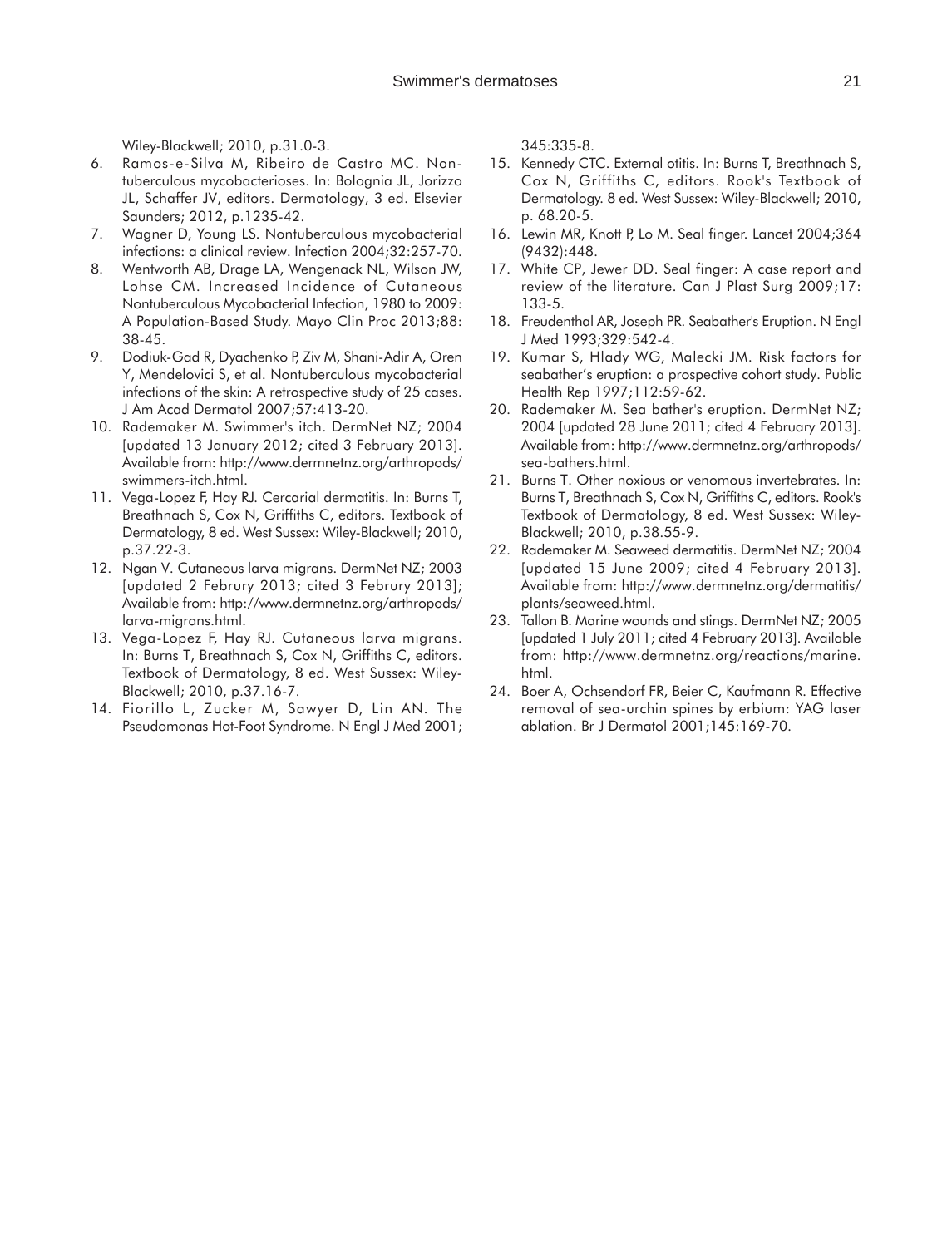Wiley-Blackwell; 2010, p.31.0-3.

6. Ramos-e-Silva M, Ribeiro de Castro MC. Non-tuberculous mycobacterioses. In: Bolognia JL, Jorizzo JL, Schaffer JV, editors. Dermatology, 3 ed. Elsevier Saunders; 2012, p.1235-42.
7. Wagner D, Young LS. Nontuberculous mycobacterial infections: a clinical review. Infection 2004;32:257-70.
8. Wentworth AB, Drage LA, Wengenack NL, Wilson JW, Lohse CM. Increased Incidence of Cutaneous Nontuberculous Mycobacterial Infection, 1980 to 2009: A Population-Based Study. Mayo Clin Proc 2013;88: 38-45.
9. Dodiuk-Gad R, Dyachenko P, Ziv M, Shani-Adir A, Oren Y, Mendelovici S, et al. Nontuberculous mycobacterial infections of the skin: A retrospective study of 25 cases. J Am Acad Dermatol 2007;57:413-20.
10. Rademaker M. Swimmer's itch. DermNet NZ; 2004 [updated 13 January 2012; cited 3 February 2013]. Available from: http://www.dermnetnz.org/arthropods/swimmers-itch.html.
11. Vega-Lopez F, Hay RJ. Cercarial dermatitis. In: Burns T, Breathnach S, Cox N, Griffiths C, editors. Textbook of Dermatology, 8 ed. West Sussex: Wiley-Blackwell; 2010, p.37.22-3.
12. Ngan V. Cutaneous larva migrans. DermNet NZ; 2003 [updated 2 Februry 2013; cited 3 Februry 2013]; Available from: http://www.dermnetnz.org/arthropods/larva-migrans.html.
13. Vega-Lopez F, Hay RJ. Cutaneous larva migrans. In: Burns T, Breathnach S, Cox N, Griffiths C, editors. Textbook of Dermatology, 8 ed. West Sussex: Wiley-Blackwell; 2010, p.37.16-7.
14. Fiorillo L, Zucker M, Sawyer D, Lin AN. The Pseudomonas Hot-Foot Syndrome. N Engl J Med 2001; 345:335-8.
15. Kennedy CTC. External otitis. In: Burns T, Breathnach S, Cox N, Griffiths C, editors. Rook's Textbook of Dermatology. 8 ed. West Sussex: Wiley-Blackwell; 2010, p. 68.20-5.
16. Lewin MR, Knott P, Lo M. Seal finger. Lancet 2004;364 (9432):448.
17. White CP, Jewer DD. Seal finger: A case report and review of the literature. Can J Plast Surg 2009;17: 133-5.
18. Freudenthal AR, Joseph PR. Seabather's Eruption. N Engl J Med 1993;329:542-4.
19. Kumar S, Hlady WG, Malecki JM. Risk factors for seabather's eruption: a prospective cohort study. Public Health Rep 1997;112:59-62.
20. Rademaker M. Sea bather's eruption. DermNet NZ; 2004 [updated 28 June 2011; cited 4 February 2013]. Available from: http://www.dermnetnz.org/arthropods/sea-bathers.html.
21. Burns T. Other noxious or venomous invertebrates. In: Burns T, Breathnach S, Cox N, Griffiths C, editors. Rook's Textbook of Dermatology, 8 ed. West Sussex: Wiley-Blackwell; 2010, p.38.55-9.
22. Rademaker M. Seaweed dermatitis. DermNet NZ; 2004 [updated 15 June 2009; cited 4 February 2013]. Available from: http://www.dermnetnz.org/dermatitis/plants/seaweed.html.
23. Tallon B. Marine wounds and stings. DermNet NZ; 2005 [updated 1 July 2011; cited 4 February 2013]. Available from: http://www.dermnetnz.org/reactions/marine.html.
24. Boer A, Ochsendorf FR, Beier C, Kaufmann R. Effective removal of sea-urchin spines by erbium: YAG laser ablation. Br J Dermatol 2001;145:169-70.